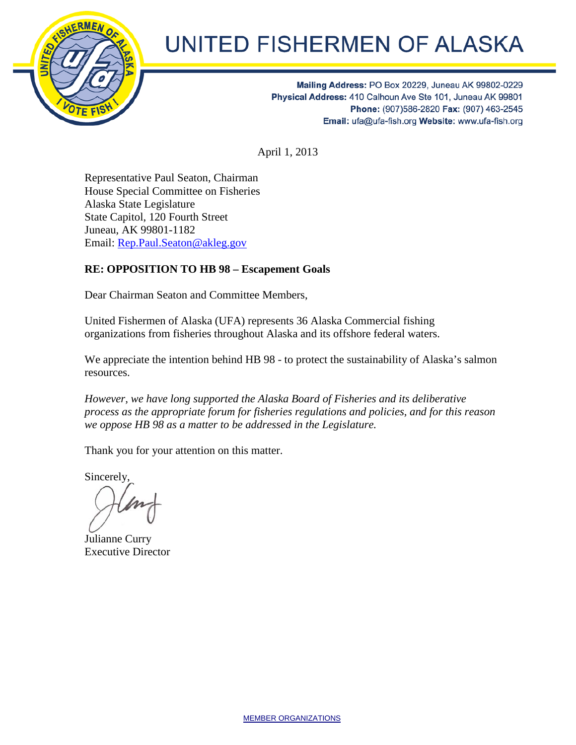# UNITED FISHERMEN OF ALASKA

**Mailing Address:** PO Box 20229, Juneau AK 99802-0229
**Physical Address:** 410 Calhoun Ave Ste 101, Juneau AK 99801
**Phone:** (907)586-2820 **Fax:** (907) 463-2545
**Email:** ufa@ufa-fish.org **Website:** www.ufa-fish.org

April 1, 2013

Representative Paul Seaton, Chairman
House Special Committee on Fisheries
Alaska State Legislature
State Capitol, 120 Fourth Street
Juneau, AK 99801-1182
Email: Rep.Paul.Seaton@akleg.gov

**RE: OPPOSITION TO HB 98 – Escapement Goals**

Dear Chairman Seaton and Committee Members,

United Fishermen of Alaska (UFA) represents 36 Alaska Commercial fishing organizations from fisheries throughout Alaska and its offshore federal waters.

We appreciate the intention behind HB 98 - to protect the sustainability of Alaska's salmon resources.

*However, we have long supported the Alaska Board of Fisheries and its deliberative process as the appropriate forum for fisheries regulations and policies, and for this reason we oppose HB 98 as a matter to be addressed in the Legislature.*

Thank you for your attention on this matter.

Sincerely,

Julianne Curry
Executive Director

MEMBER ORGANIZATIONS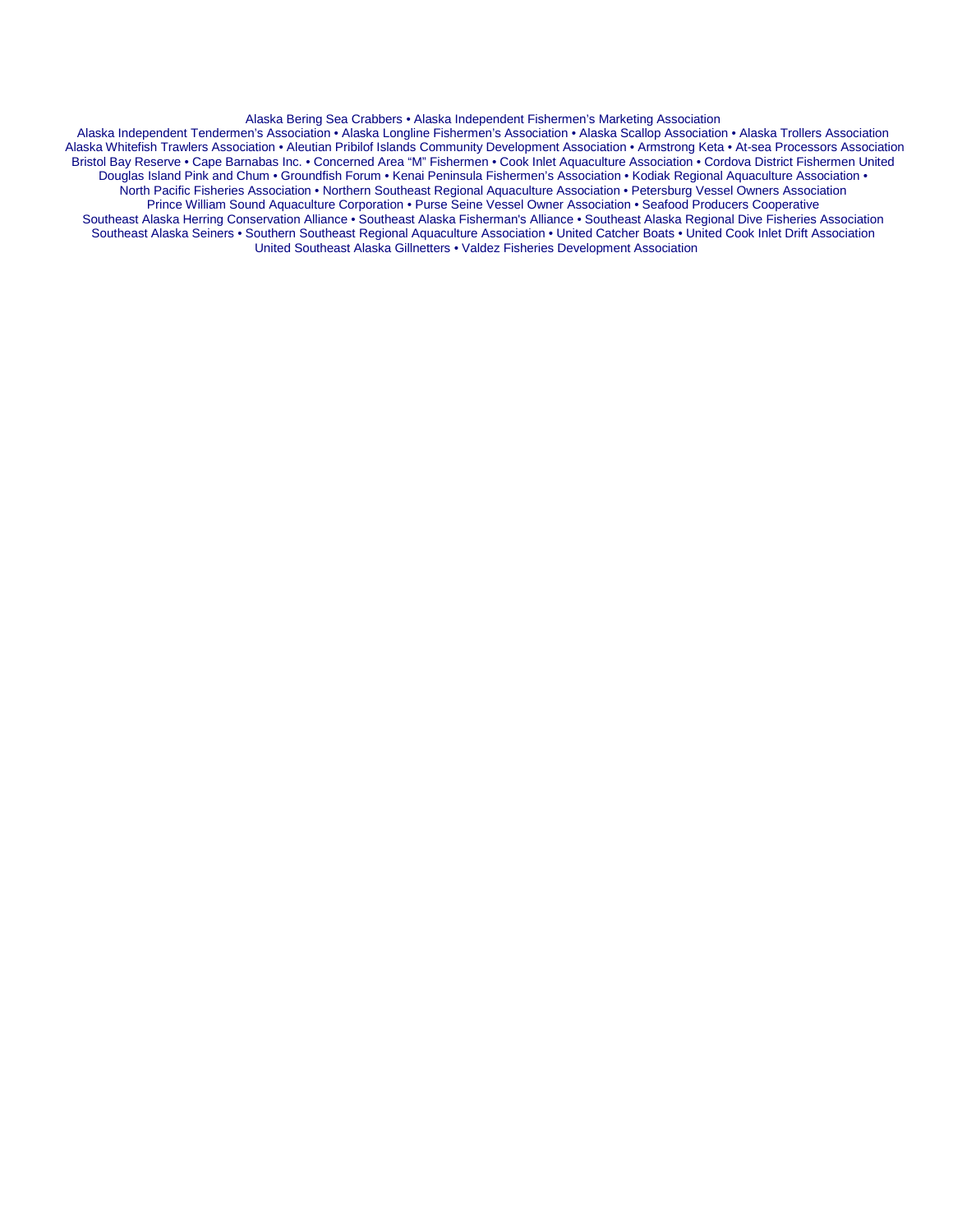Alaska Bering Sea Crabbers • Alaska Independent Fishermen's Marketing Association
Alaska Independent Tendermen's Association • Alaska Longline Fishermen's Association • Alaska Scallop Association • Alaska Trollers Association
Alaska Whitefish Trawlers Association • Aleutian Pribilof Islands Community Development Association • Armstrong Keta • At-sea Processors Association
Bristol Bay Reserve • Cape Barnabas Inc. • Concerned Area "M" Fishermen • Cook Inlet Aquaculture Association • Cordova District Fishermen United
Douglas Island Pink and Chum • Groundfish Forum • Kenai Peninsula Fishermen's Association • Kodiak Regional Aquaculture Association •
North Pacific Fisheries Association • Northern Southeast Regional Aquaculture Association • Petersburg Vessel Owners Association
Prince William Sound Aquaculture Corporation • Purse Seine Vessel Owner Association • Seafood Producers Cooperative
Southeast Alaska Herring Conservation Alliance • Southeast Alaska Fisherman's Alliance • Southeast Alaska Regional Dive Fisheries Association
Southeast Alaska Seiners • Southern Southeast Regional Aquaculture Association • United Catcher Boats • United Cook Inlet Drift Association
United Southeast Alaska Gillnetters • Valdez Fisheries Development Association